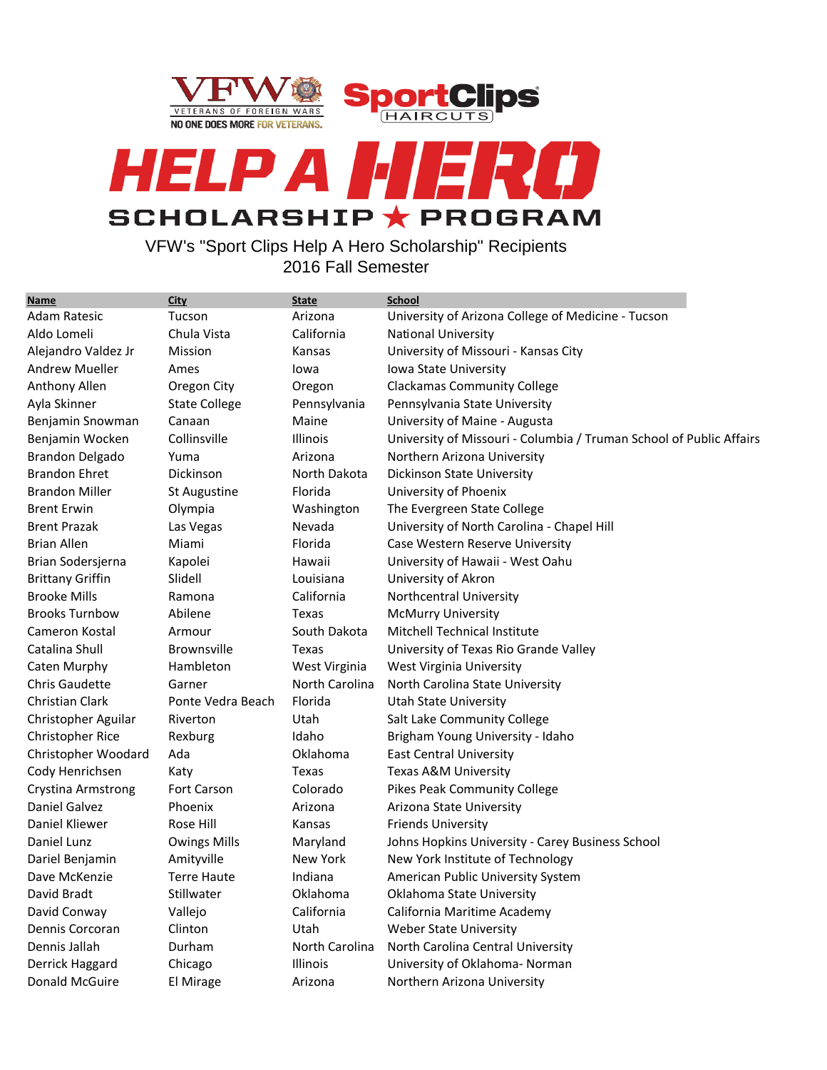VFW VETERANS OF FOREIGN WARS
NO ONE DOES MORE FOR VETERANS.

SportClips HAIRCUTS

# HELP A HERO SCHOLARSHIP ★ PROGRAM

VFW's "Sport Clips Help A Hero Scholarship" Recipients
2016 Fall Semester

| Name | City | State | School |
|---|---|---|---|
| Adam Ratesic | Tucson | Arizona | University of Arizona College of Medicine - Tucson |
| Aldo Lomeli | Chula Vista | California | National University |
| Alejandro Valdez Jr | Mission | Kansas | University of Missouri - Kansas City |
| Andrew Mueller | Ames | Iowa | Iowa State University |
| Anthony Allen | Oregon City | Oregon | Clackamas Community College |
| Ayla Skinner | State College | Pennsylvania | Pennsylvania State University |
| Benjamin Snowman | Canaan | Maine | University of Maine - Augusta |
| Benjamin Wocken | Collinsville | Illinois | University of Missouri - Columbia / Truman School of Public Affairs |
| Brandon Delgado | Yuma | Arizona | Northern Arizona University |
| Brandon Ehret | Dickinson | North Dakota | Dickinson State University |
| Brandon Miller | St Augustine | Florida | University of Phoenix |
| Brent Erwin | Olympia | Washington | The Evergreen State College |
| Brent Prazak | Las Vegas | Nevada | University of North Carolina - Chapel Hill |
| Brian Allen | Miami | Florida | Case Western Reserve University |
| Brian Sodersjerna | Kapolei | Hawaii | University of Hawaii - West Oahu |
| Brittany Griffin | Slidell | Louisiana | University of Akron |
| Brooke Mills | Ramona | California | Northcentral University |
| Brooks Turnbow | Abilene | Texas | McMurry University |
| Cameron Kostal | Armour | South Dakota | Mitchell Technical Institute |
| Catalina Shull | Brownsville | Texas | University of Texas Rio Grande Valley |
| Caten Murphy | Hambleton | West Virginia | West Virginia University |
| Chris Gaudette | Garner | North Carolina | North Carolina State University |
| Christian Clark | Ponte Vedra Beach | Florida | Utah State University |
| Christopher Aguilar | Riverton | Utah | Salt Lake Community College |
| Christopher Rice | Rexburg | Idaho | Brigham Young University - Idaho |
| Christopher Woodard | Ada | Oklahoma | East Central University |
| Cody Henrichsen | Katy | Texas | Texas A&M University |
| Crystina Armstrong | Fort Carson | Colorado | Pikes Peak Community College |
| Daniel Galvez | Phoenix | Arizona | Arizona State University |
| Daniel Kliewer | Rose Hill | Kansas | Friends University |
| Daniel Lunz | Owings Mills | Maryland | Johns Hopkins University - Carey Business School |
| Dariel Benjamin | Amityville | New York | New York Institute of Technology |
| Dave McKenzie | Terre Haute | Indiana | American Public University System |
| David Bradt | Stillwater | Oklahoma | Oklahoma State University |
| David Conway | Vallejo | California | California Maritime Academy |
| Dennis Corcoran | Clinton | Utah | Weber State University |
| Dennis Jallah | Durham | North Carolina | North Carolina Central University |
| Derrick Haggard | Chicago | Illinois | University of Oklahoma- Norman |
| Donald McGuire | El Mirage | Arizona | Northern Arizona University |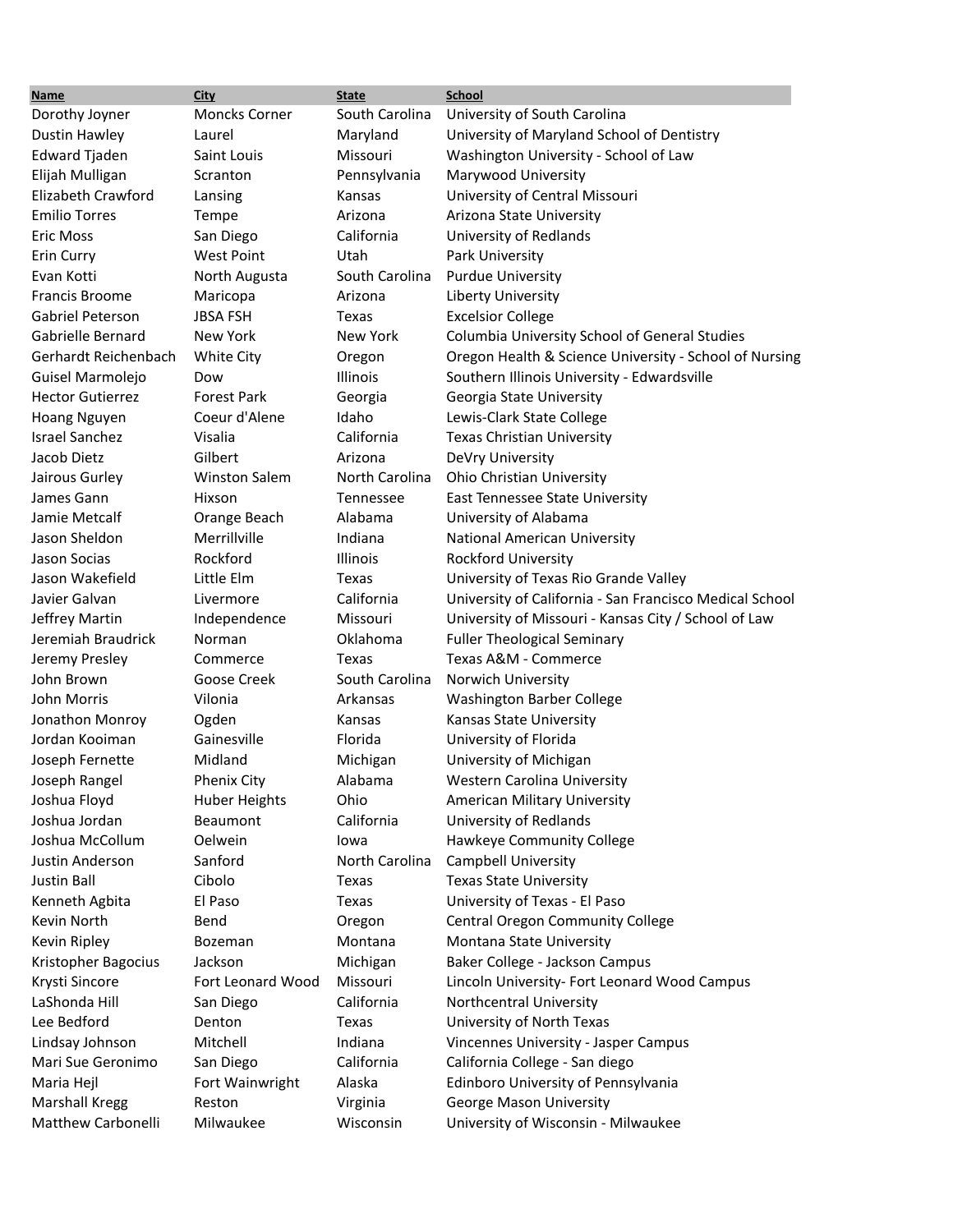| Name | City | State | School |
|---|---|---|---|
| Dorothy Joyner | Moncks Corner | South Carolina | University of South Carolina |
| Dustin Hawley | Laurel | Maryland | University of Maryland School of Dentistry |
| Edward Tjaden | Saint Louis | Missouri | Washington University - School of Law |
| Elijah Mulligan | Scranton | Pennsylvania | Marywood University |
| Elizabeth Crawford | Lansing | Kansas | University of Central Missouri |
| Emilio Torres | Tempe | Arizona | Arizona State University |
| Eric Moss | San Diego | California | University of Redlands |
| Erin Curry | West Point | Utah | Park University |
| Evan Kotti | North Augusta | South Carolina | Purdue University |
| Francis Broome | Maricopa | Arizona | Liberty University |
| Gabriel Peterson | JBSA FSH | Texas | Excelsior College |
| Gabrielle Bernard | New York | New York | Columbia University School of General Studies |
| Gerhardt Reichenbach | White City | Oregon | Oregon Health & Science University - School of Nursing |
| Guisel Marmolejo | Dow | Illinois | Southern Illinois University - Edwardsville |
| Hector Gutierrez | Forest Park | Georgia | Georgia State University |
| Hoang Nguyen | Coeur d'Alene | Idaho | Lewis-Clark State College |
| Israel Sanchez | Visalia | California | Texas Christian University |
| Jacob Dietz | Gilbert | Arizona | DeVry University |
| Jairous Gurley | Winston Salem | North Carolina | Ohio Christian University |
| James Gann | Hixson | Tennessee | East Tennessee State University |
| Jamie Metcalf | Orange Beach | Alabama | University of Alabama |
| Jason Sheldon | Merrillville | Indiana | National American University |
| Jason Socias | Rockford | Illinois | Rockford University |
| Jason Wakefield | Little Elm | Texas | University of Texas Rio Grande Valley |
| Javier Galvan | Livermore | California | University of California - San Francisco Medical School |
| Jeffrey Martin | Independence | Missouri | University of Missouri - Kansas City / School of Law |
| Jeremiah Braudrick | Norman | Oklahoma | Fuller Theological Seminary |
| Jeremy Presley | Commerce | Texas | Texas A&M - Commerce |
| John Brown | Goose Creek | South Carolina | Norwich University |
| John Morris | Vilonia | Arkansas | Washington Barber College |
| Jonathon Monroy | Ogden | Kansas | Kansas State University |
| Jordan Kooiman | Gainesville | Florida | University of Florida |
| Joseph Fernette | Midland | Michigan | University of Michigan |
| Joseph Rangel | Phenix City | Alabama | Western Carolina University |
| Joshua Floyd | Huber Heights | Ohio | American Military University |
| Joshua Jordan | Beaumont | California | University of Redlands |
| Joshua McCollum | Oelwein | Iowa | Hawkeye Community College |
| Justin Anderson | Sanford | North Carolina | Campbell University |
| Justin Ball | Cibolo | Texas | Texas State University |
| Kenneth Agbita | El Paso | Texas | University of Texas - El Paso |
| Kevin North | Bend | Oregon | Central Oregon Community College |
| Kevin Ripley | Bozeman | Montana | Montana State University |
| Kristopher Bagocius | Jackson | Michigan | Baker College - Jackson Campus |
| Krysti Sincore | Fort Leonard Wood | Missouri | Lincoln University- Fort Leonard Wood Campus |
| LaShonda Hill | San Diego | California | Northcentral University |
| Lee Bedford | Denton | Texas | University of North Texas |
| Lindsay Johnson | Mitchell | Indiana | Vincennes University - Jasper Campus |
| Mari Sue Geronimo | San Diego | California | California College - San diego |
| Maria Hejl | Fort Wainwright | Alaska | Edinboro University of Pennsylvania |
| Marshall Kregg | Reston | Virginia | George Mason University |
| Matthew Carbonelli | Milwaukee | Wisconsin | University of Wisconsin - Milwaukee |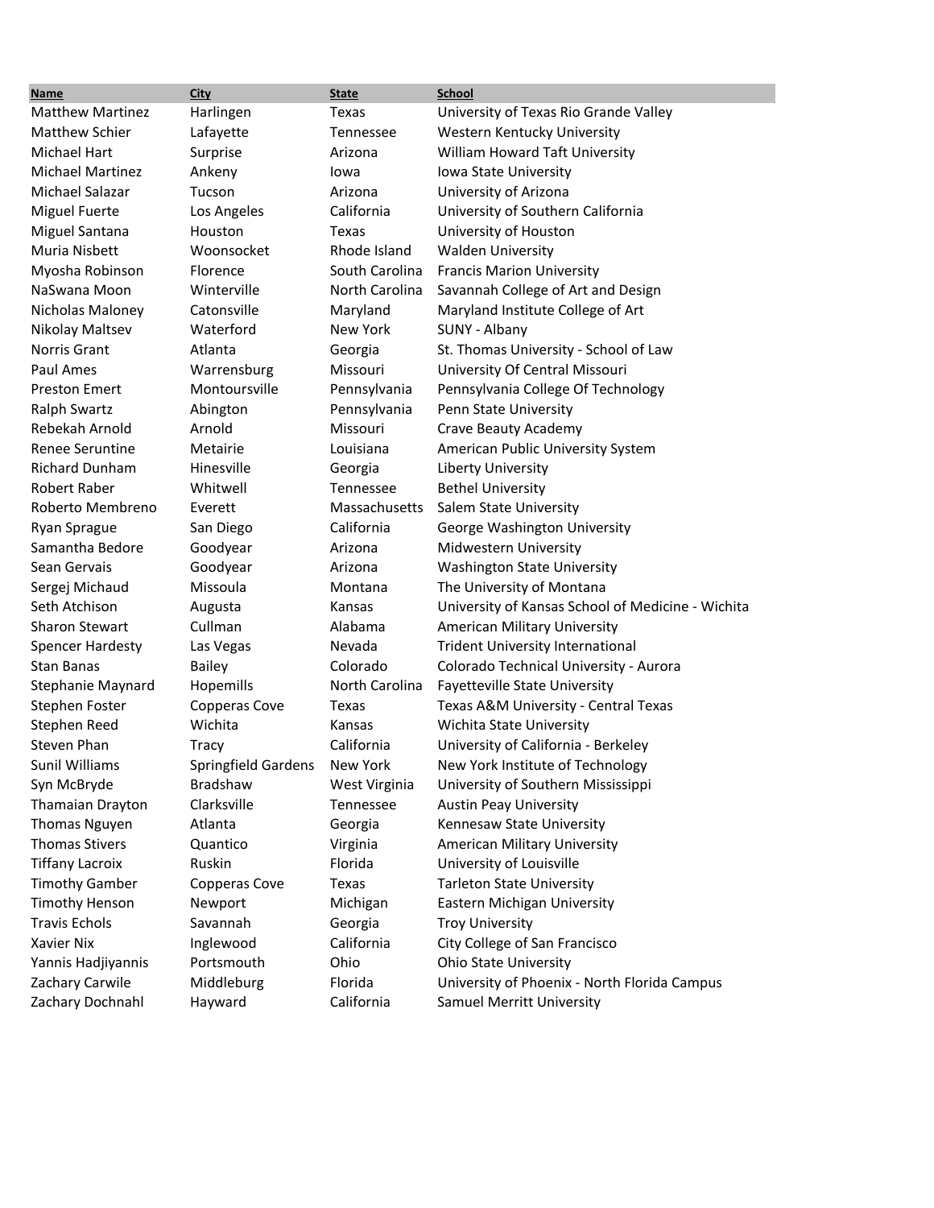| Name | City | State | School |
| --- | --- | --- | --- |
| Matthew Martinez | Harlingen | Texas | University of Texas Rio Grande Valley |
| Matthew Schier | Lafayette | Tennessee | Western Kentucky University |
| Michael Hart | Surprise | Arizona | William Howard Taft University |
| Michael Martinez | Ankeny | Iowa | Iowa State University |
| Michael Salazar | Tucson | Arizona | University of Arizona |
| Miguel Fuerte | Los Angeles | California | University of Southern California |
| Miguel Santana | Houston | Texas | University of Houston |
| Muria Nisbett | Woonsocket | Rhode Island | Walden University |
| Myosha Robinson | Florence | South Carolina | Francis Marion University |
| NaSwana Moon | Winterville | North Carolina | Savannah College of Art and Design |
| Nicholas Maloney | Catonsville | Maryland | Maryland Institute College of Art |
| Nikolay Maltsev | Waterford | New York | SUNY - Albany |
| Norris Grant | Atlanta | Georgia | St. Thomas University - School of Law |
| Paul Ames | Warrensburg | Missouri | University Of Central Missouri |
| Preston Emert | Montoursville | Pennsylvania | Pennsylvania College Of Technology |
| Ralph Swartz | Abington | Pennsylvania | Penn State University |
| Rebekah Arnold | Arnold | Missouri | Crave Beauty Academy |
| Renee Seruntine | Metairie | Louisiana | American Public University System |
| Richard Dunham | Hinesville | Georgia | Liberty University |
| Robert Raber | Whitwell | Tennessee | Bethel University |
| Roberto Membreno | Everett | Massachusetts | Salem State University |
| Ryan Sprague | San Diego | California | George Washington University |
| Samantha Bedore | Goodyear | Arizona | Midwestern University |
| Sean Gervais | Goodyear | Arizona | Washington State University |
| Sergej Michaud | Missoula | Montana | The University of Montana |
| Seth Atchison | Augusta | Kansas | University of Kansas School of Medicine - Wichita |
| Sharon Stewart | Cullman | Alabama | American Military University |
| Spencer Hardesty | Las Vegas | Nevada | Trident University International |
| Stan Banas | Bailey | Colorado | Colorado Technical University - Aurora |
| Stephanie Maynard | Hopemills | North Carolina | Fayetteville State University |
| Stephen Foster | Copperas Cove | Texas | Texas A&M University - Central Texas |
| Stephen Reed | Wichita | Kansas | Wichita State University |
| Steven Phan | Tracy | California | University of California - Berkeley |
| Sunil Williams | Springfield Gardens | New York | New York Institute of Technology |
| Syn McBryde | Bradshaw | West Virginia | University of Southern Mississippi |
| Thamaian Drayton | Clarksville | Tennessee | Austin Peay University |
| Thomas Nguyen | Atlanta | Georgia | Kennesaw State University |
| Thomas Stivers | Quantico | Virginia | American Military University |
| Tiffany Lacroix | Ruskin | Florida | University of Louisville |
| Timothy Gamber | Copperas Cove | Texas | Tarleton State University |
| Timothy Henson | Newport | Michigan | Eastern Michigan University |
| Travis Echols | Savannah | Georgia | Troy University |
| Xavier Nix | Inglewood | California | City College of San Francisco |
| Yannis Hadjiyannis | Portsmouth | Ohio | Ohio State University |
| Zachary Carwile | Middleburg | Florida | University of Phoenix - North Florida Campus |
| Zachary Dochnahl | Hayward | California | Samuel Merritt University |